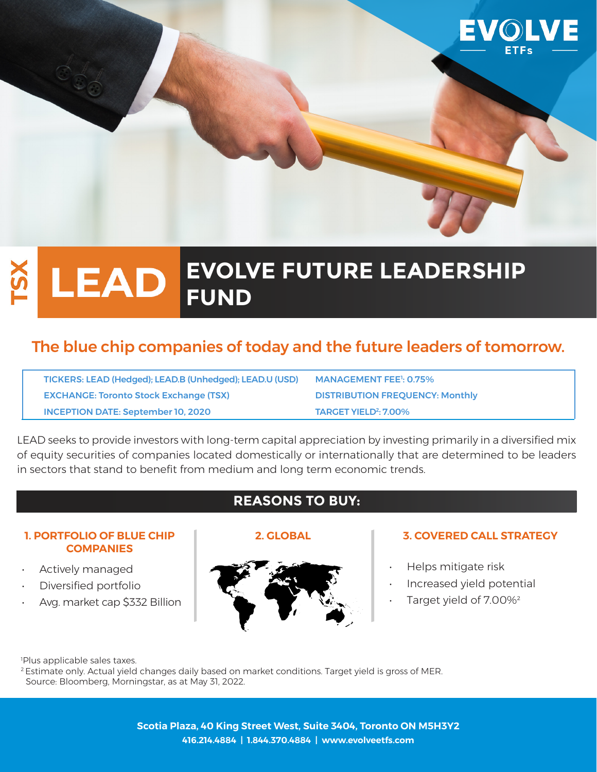EVOLVE ETFs

TSX

# LEAD EVOLVE FUTURE LEADERSHIP FUND

## The blue chip companies of today and the future leaders of tomorrow.

| | |
|---|---|
| TICKERS: LEAD (Hedged); LEAD.B (Unhedged); LEAD.U (USD) | MANAGEMENT FEE[1]: 0.75% |
| EXCHANGE: Toronto Stock Exchange (TSX) | DISTRIBUTION FREQUENCY: Monthly |
| INCEPTION DATE: September 10, 2020 | TARGET YIELD[2]: 7.00% |

LEAD seeks to provide investors with long-term capital appreciation by investing primarily in a diversified mix of equity securities of companies located domestically or internationally that are determined to be leaders in sectors that stand to benefit from medium and long term economic trends.

## REASONS TO BUY:

### 1. PORTFOLIO OF BLUE CHIP COMPANIES

- Actively managed
- Diversified portfolio
- Avg. market cap $332 Billion

### 2. GLOBAL

### 3. COVERED CALL STRATEGY

- Helps mitigate risk
- Increased yield potential
- Target yield of 7.00%[2]

[1]Plus applicable sales taxes.
[2] Estimate only. Actual yield changes daily based on market conditions. Target yield is gross of MER.
Source: Bloomberg, Morningstar, as at May 31, 2022.

**Scotia Plaza, 40 King Street West, Suite 3404, Toronto ON M5H3Y2**
**416.214.4884 | 1.844.370.4884 | www.evolveetfs.com**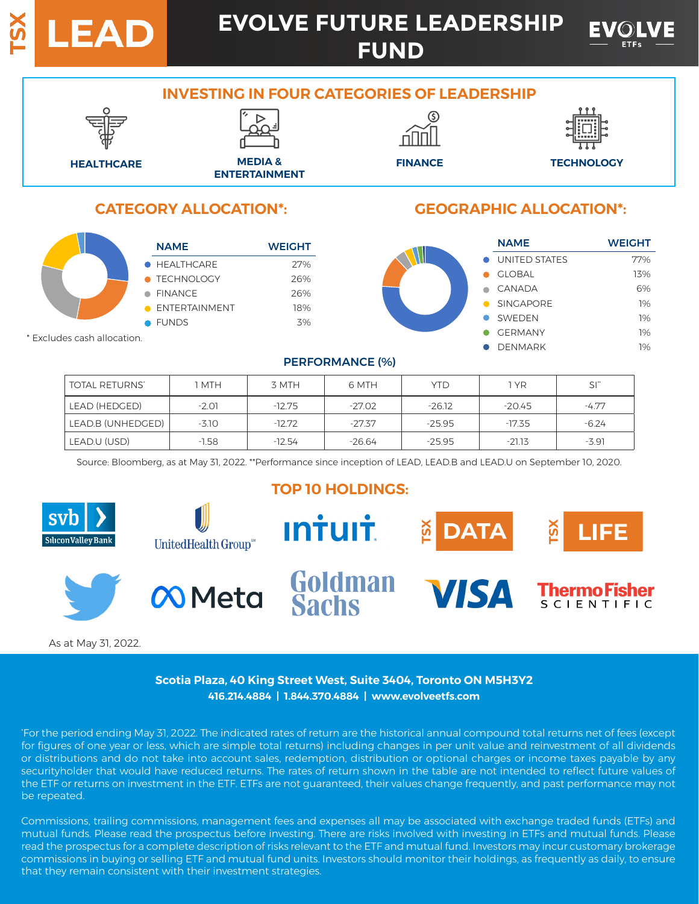# TSX LEAD — EVOLVE FUTURE LEADERSHIP FUND

EVOLVE ETFs

## INVESTING IN FOUR CATEGORIES OF LEADERSHIP

HEALTHCARE

MEDIA & ENTERTAINMENT

FINANCE

TECHNOLOGY

## CATEGORY ALLOCATION*:

| NAME | WEIGHT |
|---|---|
| HEALTHCARE | 27% |
| TECHNOLOGY | 26% |
| FINANCE | 26% |
| ENTERTAINMENT | 18% |
| FUNDS | 3% |

\* Excludes cash allocation.

## GEOGRAPHIC ALLOCATION*:

| NAME | WEIGHT |
|---|---|
| UNITED STATES | 77% |
| GLOBAL | 13% |
| CANADA | 6% |
| SINGAPORE | 1% |
| SWEDEN | 1% |
| GERMANY | 1% |
| DENMARK | 1% |

## PERFORMANCE (%)

| TOTAL RETURNS* | 1 MTH | 3 MTH | 6 MTH | YTD | 1 YR | SI** |
|---|---|---|---|---|---|---|
| LEAD (HEDGED) | -2.01 | -12.75 | -27.02 | -26.12 | -20.45 | -4.77 |
| LEAD.B (UNHEDGED) | -3.10 | -12.72 | -27.37 | -25.95 | -17.35 | -6.24 |
| LEAD.U (USD) | -1.58 | -12.54 | -26.64 | -25.95 | -21.13 | -3.91 |

Source: Bloomberg, as at May 31, 2022. **Performance since inception of LEAD, LEAD.B and LEAD.U on September 10, 2020.

## TOP 10 HOLDINGS:

svb Silicon Valley Bank

UnitedHealth Group

intuit

TSX DATA

TSX LIFE

Twitter

Meta

Goldman Sachs

VISA

ThermoFisher SCIENTIFIC

As at May 31, 2022.

**Scotia Plaza, 40 King Street West, Suite 3404, Toronto ON M5H3Y2**
**416.214.4884 | 1.844.370.4884 | www.evolveetfs.com**

*For the period ending May 31, 2022. The indicated rates of return are the historical annual compound total returns net of fees (except for figures of one year or less, which are simple total returns) including changes in per unit value and reinvestment of all dividends or distributions and do not take into account sales, redemption, distribution or optional charges or income taxes payable by any securityholder that would have reduced returns. The rates of return shown in the table are not intended to reflect future values of the ETF or returns on investment in the ETF. ETFs are not guaranteed, their values change frequently, and past performance may not be repeated.

Commissions, trailing commissions, management fees and expenses all may be associated with exchange traded funds (ETFs) and mutual funds. Please read the prospectus before investing. There are risks involved with investing in ETFs and mutual funds. Please read the prospectus for a complete description of risks relevant to the ETF and mutual fund. Investors may incur customary brokerage commissions in buying or selling ETF and mutual fund units. Investors should monitor their holdings, as frequently as daily, to ensure that they remain consistent with their investment strategies.